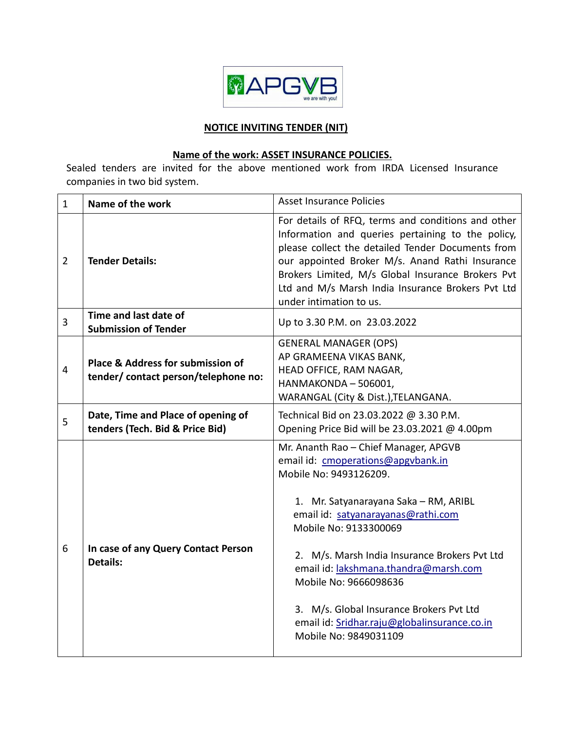APGVB

we are with you!

## NOTICE INVITING TENDER (NIT)

### Name of the work: ASSET INSURANCE POLICIES.

Sealed tenders are invited for the above mentioned work from IRDA Licensed Insurance companies in two bid system.

| 1 | **Name of the work** | Asset Insurance Policies |
|---|---|---|
| 2 | **Tender Details:** | For details of RFQ, terms and conditions and other Information and queries pertaining to the policy, please collect the detailed Tender Documents from our appointed Broker M/s. Anand Rathi Insurance Brokers Limited, M/s Global Insurance Brokers Pvt Ltd and M/s Marsh India Insurance Brokers Pvt Ltd under intimation to us. |
| 3 | **Time and last date of Submission of Tender** | Up to 3.30 P.M. on 23.03.2022 |
| 4 | **Place & Address for submission of tender/ contact person/telephone no:** | GENERAL MANAGER (OPS)<br>AP GRAMEENA VIKAS BANK,<br>HEAD OFFICE, RAM NAGAR,<br>HANMAKONDA – 506001,<br>WARANGAL (City & Dist.),TELANGANA. |
| 5 | **Date, Time and Place of opening of tenders (Tech. Bid & Price Bid)** | Technical Bid on 23.03.2022 @ 3.30 P.M.<br>Opening Price Bid will be 23.03.2021 @ 4.00pm |
| 6 | **In case of any Query Contact Person Details:** | Mr. Ananth Rao – Chief Manager, APGVB<br>email id: cmoperations@apgvbank.in<br>Mobile No: 9493126209.<br><br>1. Mr. Satyanarayana Saka – RM, ARIBL<br>email id: satyanarayanas@rathi.com<br>Mobile No: 9133300069<br><br>2. M/s. Marsh India Insurance Brokers Pvt Ltd<br>email id: lakshmana.thandra@marsh.com<br>Mobile No: 9666098636<br><br>3. M/s. Global Insurance Brokers Pvt Ltd<br>email id: Sridhar.raju@globalinsurance.co.in<br>Mobile No: 9849031109 |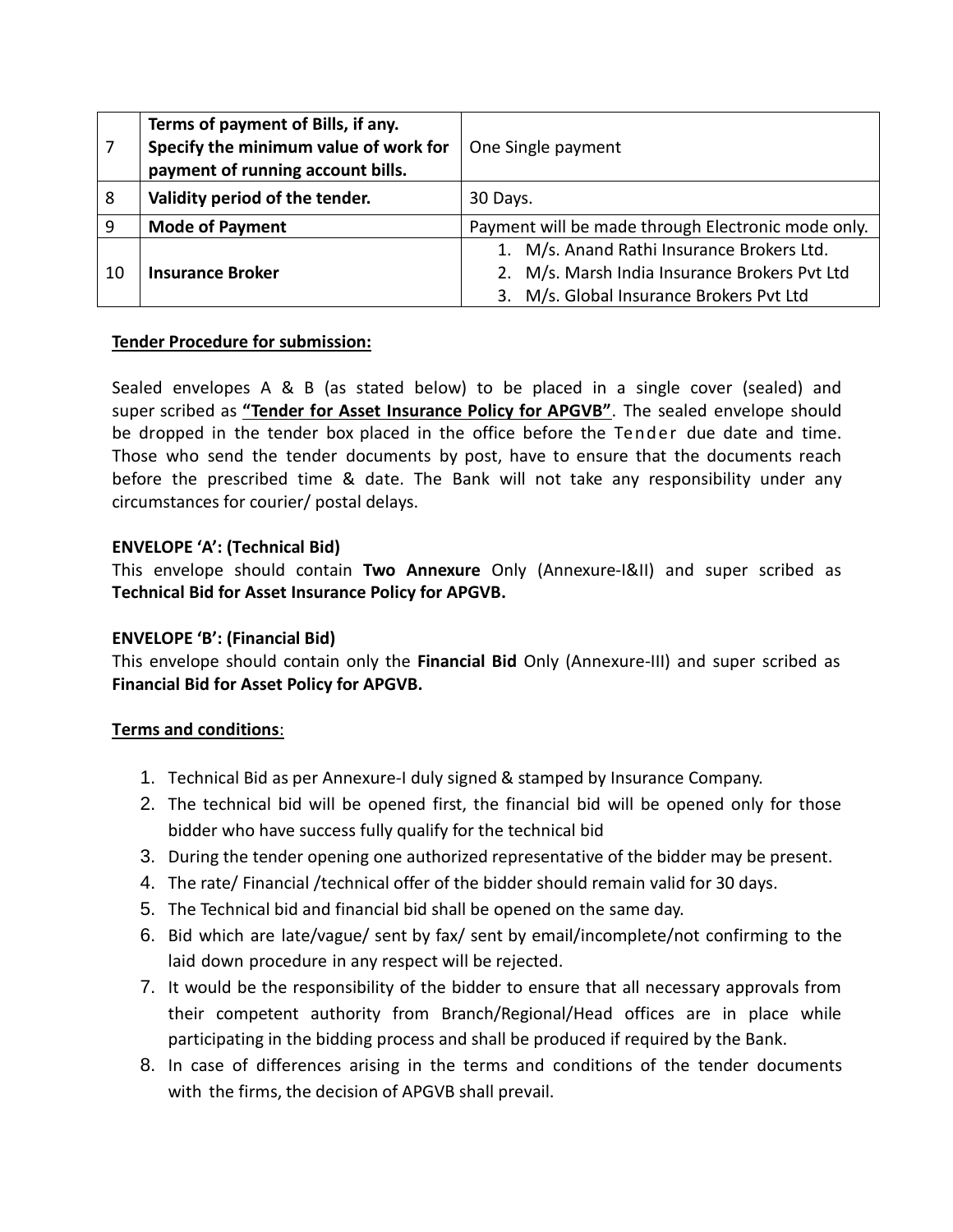| 7 | **Terms of payment of Bills, if any. Specify the minimum value of work for payment of running account bills.** | One Single payment |
|---|---|---|
| 8 | **Validity period of the tender.** | 30 Days. |
| 9 | **Mode of Payment** | Payment will be made through Electronic mode only. |
| 10 | **Insurance Broker** | 1. M/s. Anand Rathi Insurance Brokers Ltd.<br>2. M/s. Marsh India Insurance Brokers Pvt Ltd<br>3. M/s. Global Insurance Brokers Pvt Ltd |

**<u>Tender Procedure for submission:</u>**

Sealed envelopes A & B (as stated below) to be placed in a single cover (sealed) and super scribed as **<u>"Tender for Asset Insurance Policy for APGVB"</u>**. The sealed envelope should be dropped in the tender box placed in the office before the Tender due date and time. Those who send the tender documents by post, have to ensure that the documents reach before the prescribed time & date. The Bank will not take any responsibility under any circumstances for courier/ postal delays.

**ENVELOPE 'A': (Technical Bid)**

This envelope should contain **Two Annexure** Only (Annexure-I&II) and super scribed as **Technical Bid for Asset Insurance Policy for APGVB.**

**ENVELOPE 'B': (Financial Bid)**

This envelope should contain only the **Financial Bid** Only (Annexure-III) and super scribed as **Financial Bid for Asset Policy for APGVB.**

**<u>Terms and conditions</u>**:

1. Technical Bid as per Annexure-I duly signed & stamped by Insurance Company.
2. The technical bid will be opened first, the financial bid will be opened only for those bidder who have success fully qualify for the technical bid
3. During the tender opening one authorized representative of the bidder may be present.
4. The rate/ Financial /technical offer of the bidder should remain valid for 30 days.
5. The Technical bid and financial bid shall be opened on the same day.
6. Bid which are late/vague/ sent by fax/ sent by email/incomplete/not confirming to the laid down procedure in any respect will be rejected.
7. It would be the responsibility of the bidder to ensure that all necessary approvals from their competent authority from Branch/Regional/Head offices are in place while participating in the bidding process and shall be produced if required by the Bank.
8. In case of differences arising in the terms and conditions of the tender documents with the firms, the decision of APGVB shall prevail.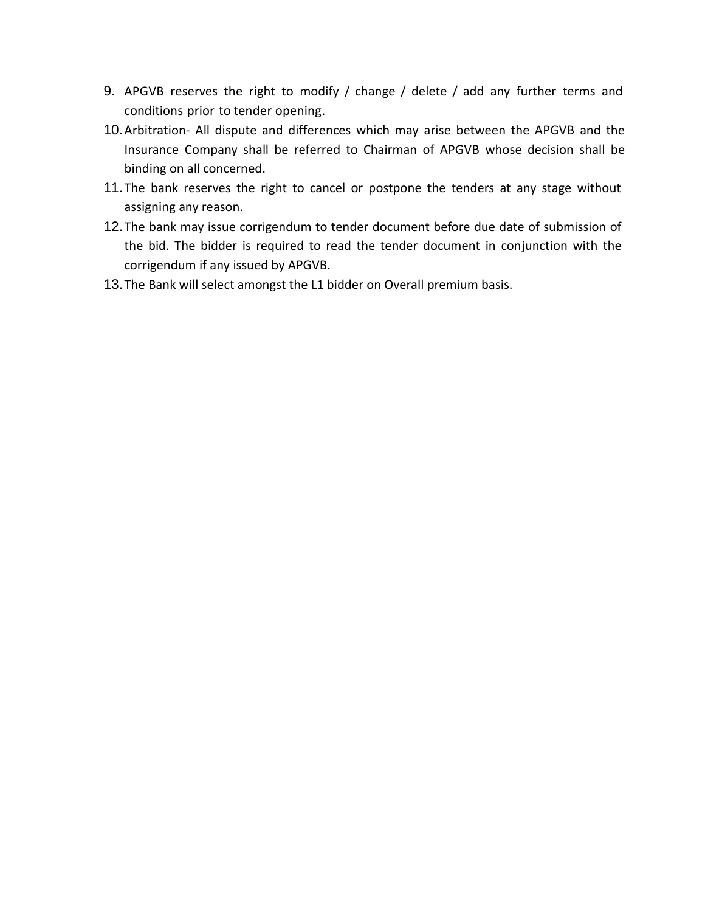9. APGVB reserves the right to modify / change / delete / add any further terms and conditions prior to tender opening.
10. Arbitration- All dispute and differences which may arise between the APGVB and the Insurance Company shall be referred to Chairman of APGVB whose decision shall be binding on all concerned.
11. The bank reserves the right to cancel or postpone the tenders at any stage without assigning any reason.
12. The bank may issue corrigendum to tender document before due date of submission of the bid. The bidder is required to read the tender document in conjunction with the corrigendum if any issued by APGVB.
13. The Bank will select amongst the L1 bidder on Overall premium basis.